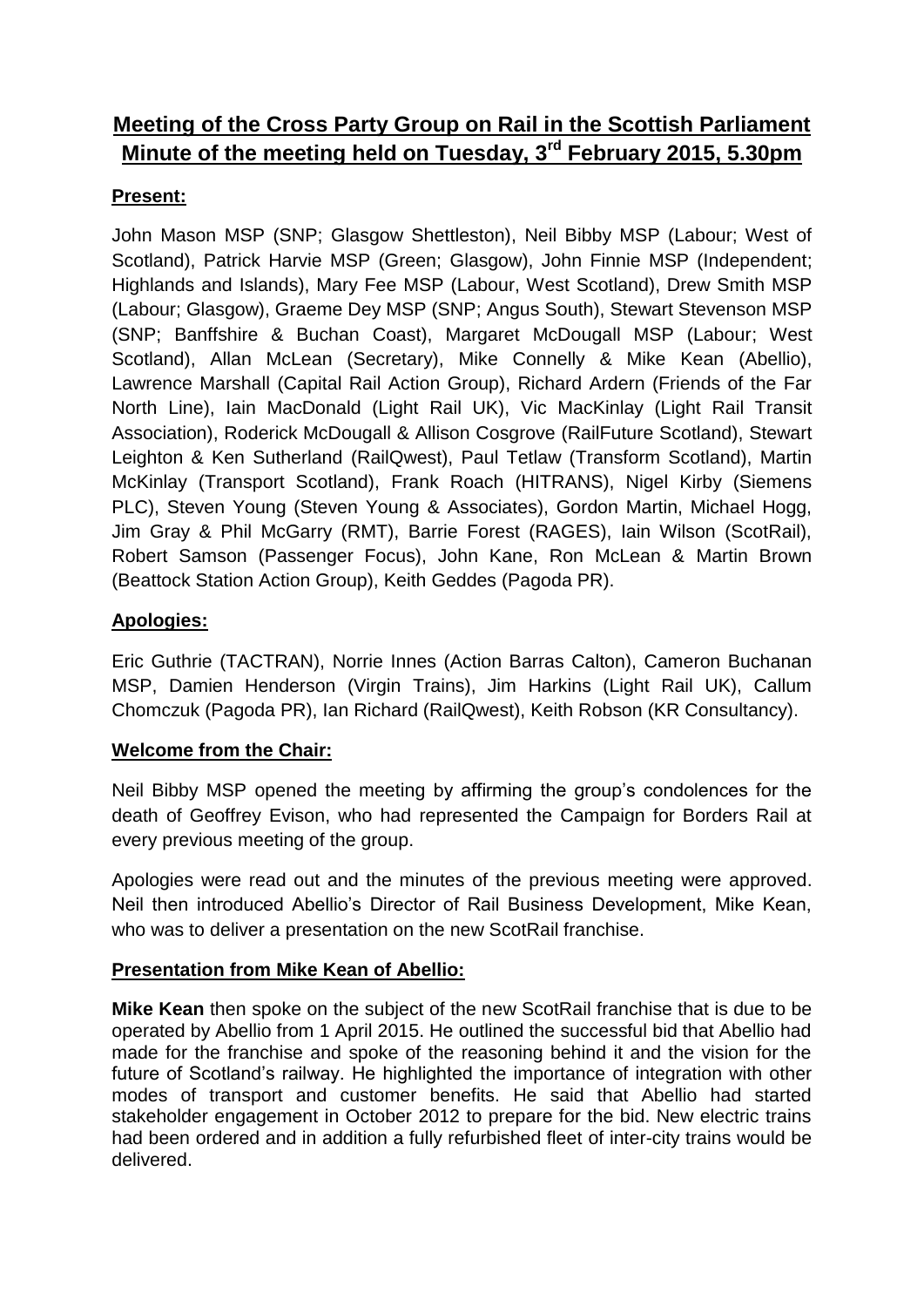# Meeting of the Cross Party Group on Rail in the Scottish Parliament Minute of the meeting held on Tuesday, 3rd February 2015, 5.30pm

## Present:

John Mason MSP (SNP; Glasgow Shettleston), Neil Bibby MSP (Labour; West of Scotland), Patrick Harvie MSP (Green; Glasgow), John Finnie MSP (Independent; Highlands and Islands), Mary Fee MSP (Labour, West Scotland), Drew Smith MSP (Labour; Glasgow), Graeme Dey MSP (SNP; Angus South), Stewart Stevenson MSP (SNP; Banffshire & Buchan Coast), Margaret McDougall MSP (Labour; West Scotland), Allan McLean (Secretary), Mike Connelly & Mike Kean (Abellio), Lawrence Marshall (Capital Rail Action Group), Richard Ardern (Friends of the Far North Line), Iain MacDonald (Light Rail UK), Vic MacKinlay (Light Rail Transit Association), Roderick McDougall & Allison Cosgrove (RailFuture Scotland), Stewart Leighton & Ken Sutherland (RailQwest), Paul Tetlaw (Transform Scotland), Martin McKinlay (Transport Scotland), Frank Roach (HITRANS), Nigel Kirby (Siemens PLC), Steven Young (Steven Young & Associates), Gordon Martin, Michael Hogg, Jim Gray & Phil McGarry (RMT), Barrie Forest (RAGES), Iain Wilson (ScotRail), Robert Samson (Passenger Focus), John Kane, Ron McLean & Martin Brown (Beattock Station Action Group), Keith Geddes (Pagoda PR).

## Apologies:

Eric Guthrie (TACTRAN), Norrie Innes (Action Barras Calton), Cameron Buchanan MSP, Damien Henderson (Virgin Trains), Jim Harkins (Light Rail UK), Callum Chomczuk (Pagoda PR), Ian Richard (RailQwest), Keith Robson (KR Consultancy).

## Welcome from the Chair:

Neil Bibby MSP opened the meeting by affirming the group's condolences for the death of Geoffrey Evison, who had represented the Campaign for Borders Rail at every previous meeting of the group.

Apologies were read out and the minutes of the previous meeting were approved. Neil then introduced Abellio's Director of Rail Business Development, Mike Kean, who was to deliver a presentation on the new ScotRail franchise.

## Presentation from Mike Kean of Abellio:

**Mike Kean** then spoke on the subject of the new ScotRail franchise that is due to be operated by Abellio from 1 April 2015. He outlined the successful bid that Abellio had made for the franchise and spoke of the reasoning behind it and the vision for the future of Scotland's railway. He highlighted the importance of integration with other modes of transport and customer benefits. He said that Abellio had started stakeholder engagement in October 2012 to prepare for the bid. New electric trains had been ordered and in addition a fully refurbished fleet of inter-city trains would be delivered.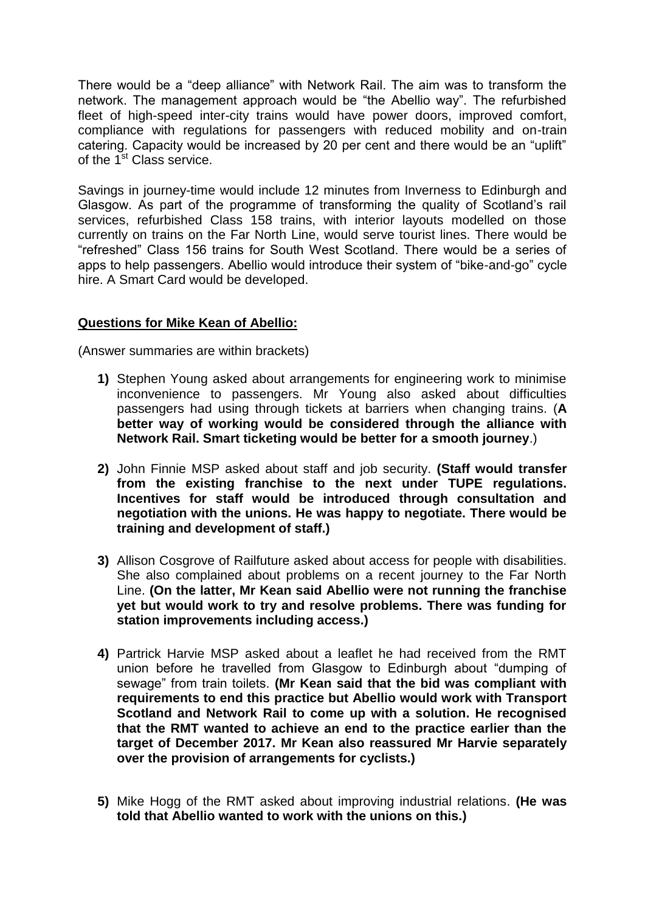There would be a "deep alliance" with Network Rail. The aim was to transform the network. The management approach would be "the Abellio way". The refurbished fleet of high-speed inter-city trains would have power doors, improved comfort, compliance with regulations for passengers with reduced mobility and on-train catering. Capacity would be increased by 20 per cent and there would be an "uplift" of the 1st Class service.

Savings in journey-time would include 12 minutes from Inverness to Edinburgh and Glasgow. As part of the programme of transforming the quality of Scotland's rail services, refurbished Class 158 trains, with interior layouts modelled on those currently on trains on the Far North Line, would serve tourist lines. There would be "refreshed" Class 156 trains for South West Scotland. There would be a series of apps to help passengers. Abellio would introduce their system of "bike-and-go" cycle hire. A Smart Card would be developed.

**Questions for Mike Kean of Abellio:**

(Answer summaries are within brackets)

1) Stephen Young asked about arrangements for engineering work to minimise inconvenience to passengers. Mr Young also asked about difficulties passengers had using through tickets at barriers when changing trains. (**A better way of working would be considered through the alliance with Network Rail. Smart ticketing would be better for a smooth journey**.)

2) John Finnie MSP asked about staff and job security. **(Staff would transfer from the existing franchise to the next under TUPE regulations. Incentives for staff would be introduced through consultation and negotiation with the unions. He was happy to negotiate. There would be training and development of staff.)**

3) Allison Cosgrove of Railfuture asked about access for people with disabilities. She also complained about problems on a recent journey to the Far North Line. **(On the latter, Mr Kean said Abellio were not running the franchise yet but would work to try and resolve problems. There was funding for station improvements including access.)**

4) Partrick Harvie MSP asked about a leaflet he had received from the RMT union before he travelled from Glasgow to Edinburgh about "dumping of sewage" from train toilets. **(Mr Kean said that the bid was compliant with requirements to end this practice but Abellio would work with Transport Scotland and Network Rail to come up with a solution. He recognised that the RMT wanted to achieve an end to the practice earlier than the target of December 2017. Mr Kean also reassured Mr Harvie separately over the provision of arrangements for cyclists.)**

5) Mike Hogg of the RMT asked about improving industrial relations. **(He was told that Abellio wanted to work with the unions on this.)**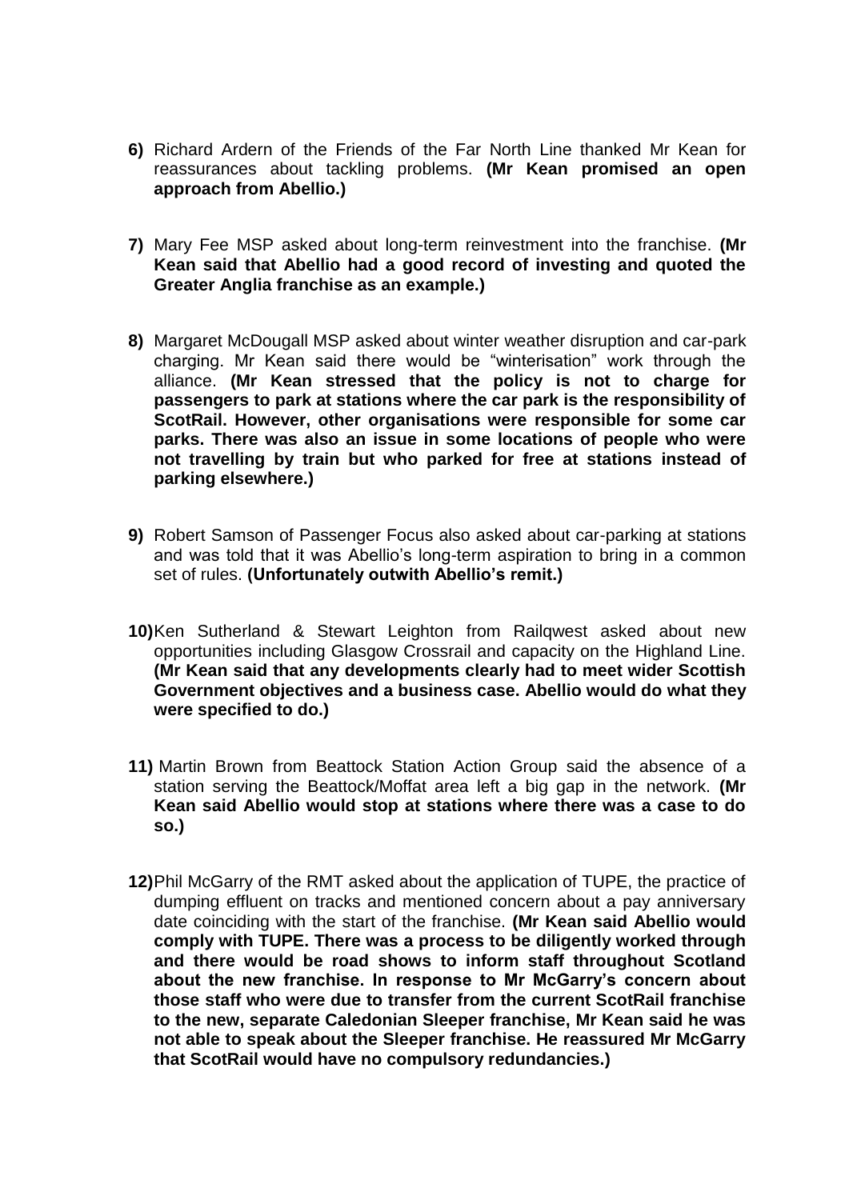**6)** Richard Ardern of the Friends of the Far North Line thanked Mr Kean for reassurances about tackling problems. **(Mr Kean promised an open approach from Abellio.)**

**7)** Mary Fee MSP asked about long-term reinvestment into the franchise. **(Mr Kean said that Abellio had a good record of investing and quoted the Greater Anglia franchise as an example.)**

**8)** Margaret McDougall MSP asked about winter weather disruption and car-park charging. Mr Kean said there would be "winterisation" work through the alliance. **(Mr Kean stressed that the policy is not to charge for passengers to park at stations where the car park is the responsibility of ScotRail. However, other organisations were responsible for some car parks. There was also an issue in some locations of people who were not travelling by train but who parked for free at stations instead of parking elsewhere.)**

**9)** Robert Samson of Passenger Focus also asked about car-parking at stations and was told that it was Abellio's long-term aspiration to bring in a common set of rules. **(Unfortunately outwith Abellio's remit.)**

**10)** Ken Sutherland & Stewart Leighton from Railqwest asked about new opportunities including Glasgow Crossrail and capacity on the Highland Line. **(Mr Kean said that any developments clearly had to meet wider Scottish Government objectives and a business case. Abellio would do what they were specified to do.)**

**11)** Martin Brown from Beattock Station Action Group said the absence of a station serving the Beattock/Moffat area left a big gap in the network. **(Mr Kean said Abellio would stop at stations where there was a case to do so.)**

**12)** Phil McGarry of the RMT asked about the application of TUPE, the practice of dumping effluent on tracks and mentioned concern about a pay anniversary date coinciding with the start of the franchise. **(Mr Kean said Abellio would comply with TUPE. There was a process to be diligently worked through and there would be road shows to inform staff throughout Scotland about the new franchise. In response to Mr McGarry's concern about those staff who were due to transfer from the current ScotRail franchise to the new, separate Caledonian Sleeper franchise, Mr Kean said he was not able to speak about the Sleeper franchise. He reassured Mr McGarry that ScotRail would have no compulsory redundancies.)**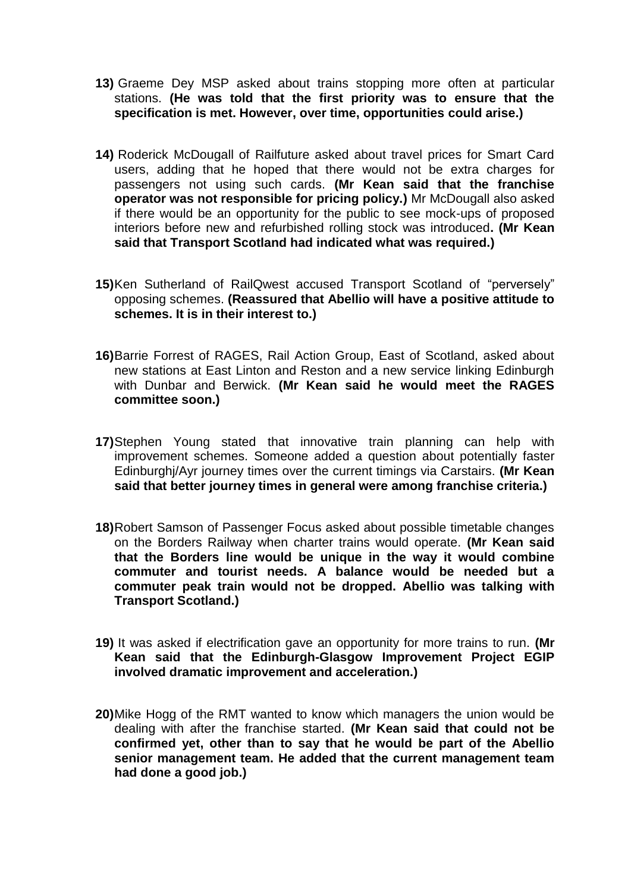13) Graeme Dey MSP asked about trains stopping more often at particular stations. **(He was told that the first priority was to ensure that the specification is met. However, over time, opportunities could arise.)**

14) Roderick McDougall of Railfuture asked about travel prices for Smart Card users, adding that he hoped that there would not be extra charges for passengers not using such cards. **(Mr Kean said that the franchise operator was not responsible for pricing policy.)** Mr McDougall also asked if there would be an opportunity for the public to see mock-ups of proposed interiors before new and refurbished rolling stock was introduced**. (Mr Kean said that Transport Scotland had indicated what was required.)**

15) Ken Sutherland of RailQwest accused Transport Scotland of "perversely" opposing schemes. **(Reassured that Abellio will have a positive attitude to schemes. It is in their interest to.)**

16) Barrie Forrest of RAGES, Rail Action Group, East of Scotland, asked about new stations at East Linton and Reston and a new service linking Edinburgh with Dunbar and Berwick. **(Mr Kean said he would meet the RAGES committee soon.)**

17) Stephen Young stated that innovative train planning can help with improvement schemes. Someone added a question about potentially faster Edinburghj/Ayr journey times over the current timings via Carstairs. **(Mr Kean said that better journey times in general were among franchise criteria.)**

18) Robert Samson of Passenger Focus asked about possible timetable changes on the Borders Railway when charter trains would operate. **(Mr Kean said that the Borders line would be unique in the way it would combine commuter and tourist needs. A balance would be needed but a commuter peak train would not be dropped. Abellio was talking with Transport Scotland.)**

19) It was asked if electrification gave an opportunity for more trains to run. **(Mr Kean said that the Edinburgh-Glasgow Improvement Project EGIP involved dramatic improvement and acceleration.)**

20) Mike Hogg of the RMT wanted to know which managers the union would be dealing with after the franchise started. **(Mr Kean said that could not be confirmed yet, other than to say that he would be part of the Abellio senior management team. He added that the current management team had done a good job.)**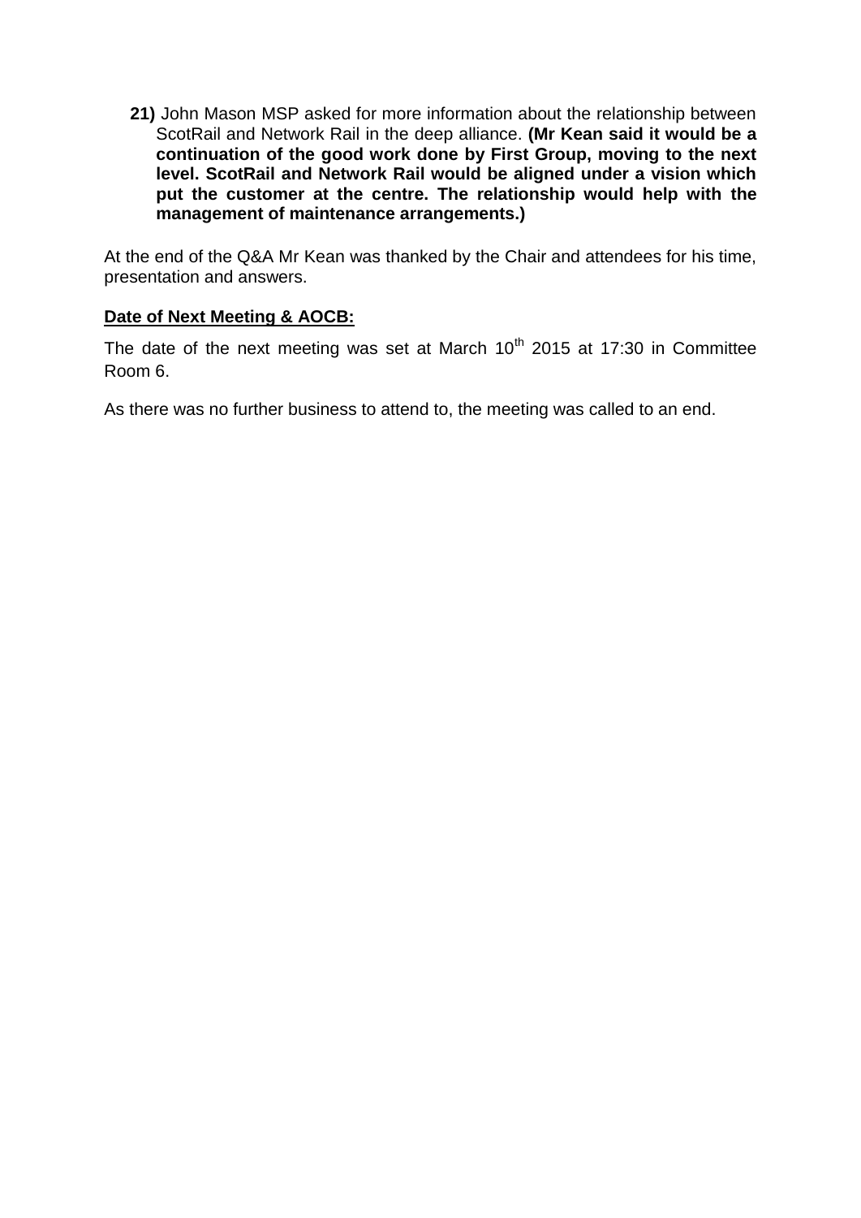**21)** John Mason MSP asked for more information about the relationship between ScotRail and Network Rail in the deep alliance. **(Mr Kean said it would be a continuation of the good work done by First Group, moving to the next level. ScotRail and Network Rail would be aligned under a vision which put the customer at the centre. The relationship would help with the management of maintenance arrangements.)**

At the end of the Q&A Mr Kean was thanked by the Chair and attendees for his time, presentation and answers.

**<u>Date of Next Meeting & AOCB:</u>**

The date of the next meeting was set at March 10th 2015 at 17:30 in Committee Room 6.

As there was no further business to attend to, the meeting was called to an end.